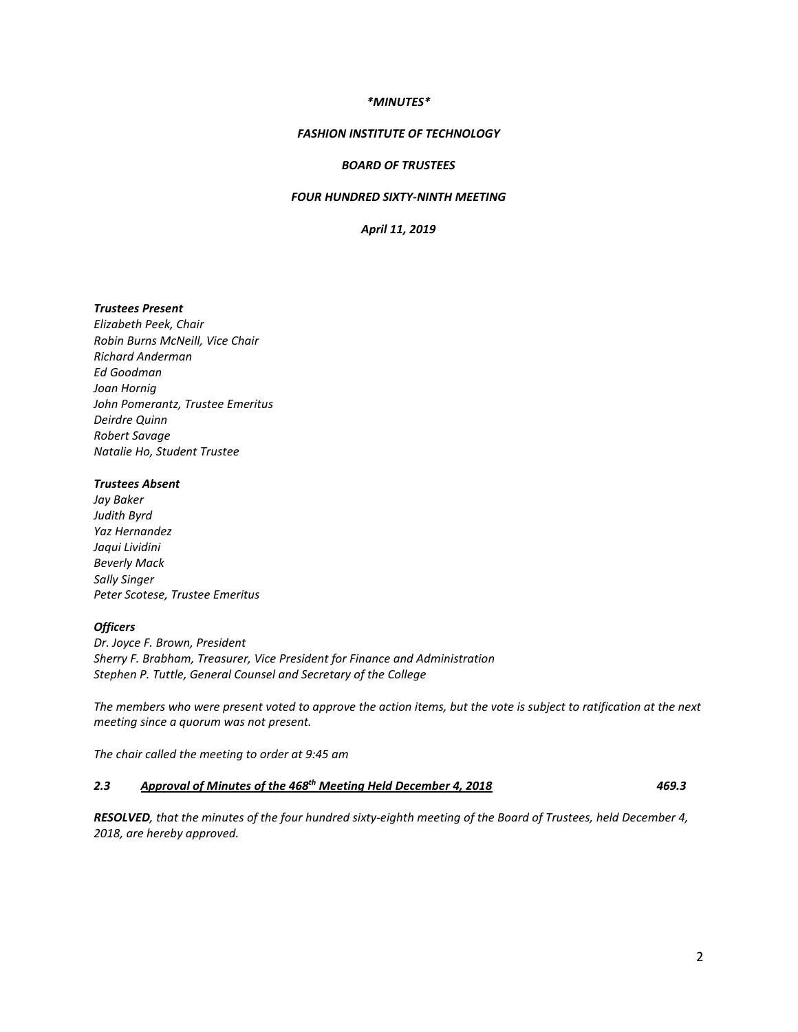*\*MINUTES\**

*FASHION INSTITUTE OF TECHNOLOGY*

*BOARD OF TRUSTEES*

*FOUR HUNDRED SIXTY-NINTH MEETING*

*April 11, 2019*

***Trustees Present***
*Elizabeth Peek, Chair*
*Robin Burns McNeill, Vice Chair*
*Richard Anderman*
*Ed Goodman*
*Joan Hornig*
*John Pomerantz, Trustee Emeritus*
*Deirdre Quinn*
*Robert Savage*
*Natalie Ho, Student Trustee*

***Trustees Absent***
*Jay Baker*
*Judith Byrd*
*Yaz Hernandez*
*Jaqui Lividini*
*Beverly Mack*
*Sally Singer*
*Peter Scotese, Trustee Emeritus*

***Officers***
*Dr. Joyce F. Brown, President*
*Sherry F. Brabham, Treasurer, Vice President for Finance and Administration*
*Stephen P. Tuttle, General Counsel and Secretary of the College*

*The members who were present voted to approve the action items, but the vote is subject to ratification at the next meeting since a quorum was not present.*

*The chair called the meeting to order at 9:45 am*

***2.3 <u>Approval of Minutes of the 468th Meeting Held December 4, 2018</u> 469.3***

***RESOLVED**, that the minutes of the four hundred sixty-eighth meeting of the Board of Trustees, held December 4, 2018, are hereby approved.*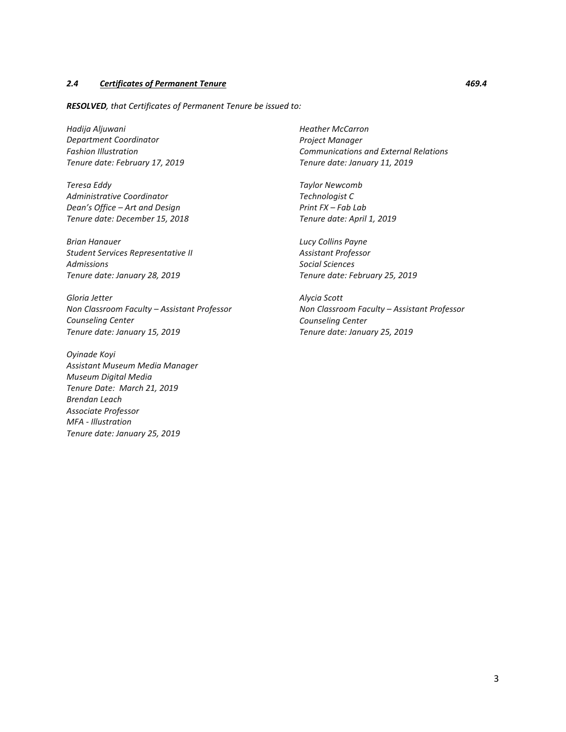### *2.4 Certificates of Permanent Tenure* *469.4*

***RESOLVED**, that Certificates of Permanent Tenure be issued to:*

*Hadija Aljuwani*
*Department Coordinator*
*Fashion Illustration*
*Tenure date: February 17, 2019*

*Teresa Eddy*
*Administrative Coordinator*
*Dean's Office – Art and Design*
*Tenure date: December 15, 2018*

*Brian Hanauer*
*Student Services Representative II*
*Admissions*
*Tenure date: January 28, 2019*

*Gloria Jetter*
*Non Classroom Faculty – Assistant Professor*
*Counseling Center*
*Tenure date: January 15, 2019*

*Oyinade Koyi*
*Assistant Museum Media Manager*
*Museum Digital Media*
*Tenure Date: March 21, 2019*
*Brendan Leach*
*Associate Professor*
*MFA - Illustration*
*Tenure date: January 25, 2019*

*Heather McCarron*
*Project Manager*
*Communications and External Relations*
*Tenure date: January 11, 2019*

*Taylor Newcomb*
*Technologist C*
*Print FX – Fab Lab*
*Tenure date: April 1, 2019*

*Lucy Collins Payne*
*Assistant Professor*
*Social Sciences*
*Tenure date: February 25, 2019*

*Alycia Scott*
*Non Classroom Faculty – Assistant Professor*
*Counseling Center*
*Tenure date: January 25, 2019*